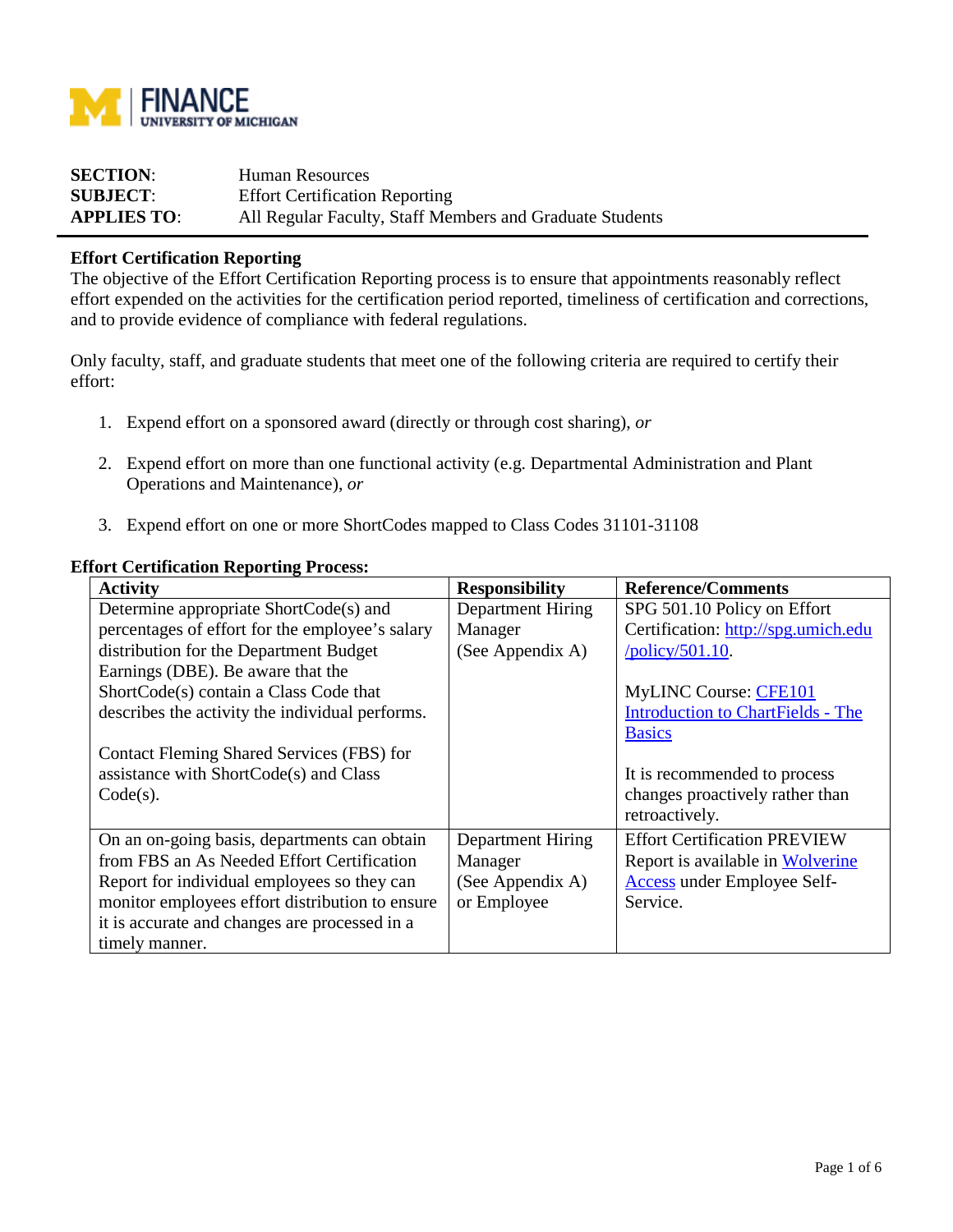FINANCE
UNIVERSITY OF MICHIGAN

**SECTION**: Human Resources
**SUBJECT**: Effort Certification Reporting
**APPLIES TO**: All Regular Faculty, Staff Members and Graduate Students

---

**Effort Certification Reporting**

The objective of the Effort Certification Reporting process is to ensure that appointments reasonably reflect effort expended on the activities for the certification period reported, timeliness of certification and corrections, and to provide evidence of compliance with federal regulations.

Only faculty, staff, and graduate students that meet one of the following criteria are required to certify their effort:

1. Expend effort on a sponsored award (directly or through cost sharing), *or*

2. Expend effort on more than one functional activity (e.g. Departmental Administration and Plant Operations and Maintenance), *or*

3. Expend effort on one or more ShortCodes mapped to Class Codes 31101-31108

**Effort Certification Reporting Process:**

| Activity | Responsibility | Reference/Comments |
|---|---|---|
| Determine appropriate ShortCode(s) and percentages of effort for the employee's salary distribution for the Department Budget Earnings (DBE). Be aware that the ShortCode(s) contain a Class Code that describes the activity the individual performs.<br><br>Contact Fleming Shared Services (FBS) for assistance with ShortCode(s) and Class Code(s). | Department Hiring Manager (See Appendix A) | SPG 501.10 Policy on Effort Certification: [http://spg.umich.edu/policy/501.10](http://spg.umich.edu/policy/501.10).<br><br>MyLINC Course: [CFE101 Introduction to ChartFields - The Basics]()<br><br>It is recommended to process changes proactively rather than retroactively. |
| On an on-going basis, departments can obtain from FBS an As Needed Effort Certification Report for individual employees so they can monitor employees effort distribution to ensure it is accurate and changes are processed in a timely manner. | Department Hiring Manager (See Appendix A) or Employee | Effort Certification PREVIEW Report is available in [Wolverine Access]() under Employee Self-Service. |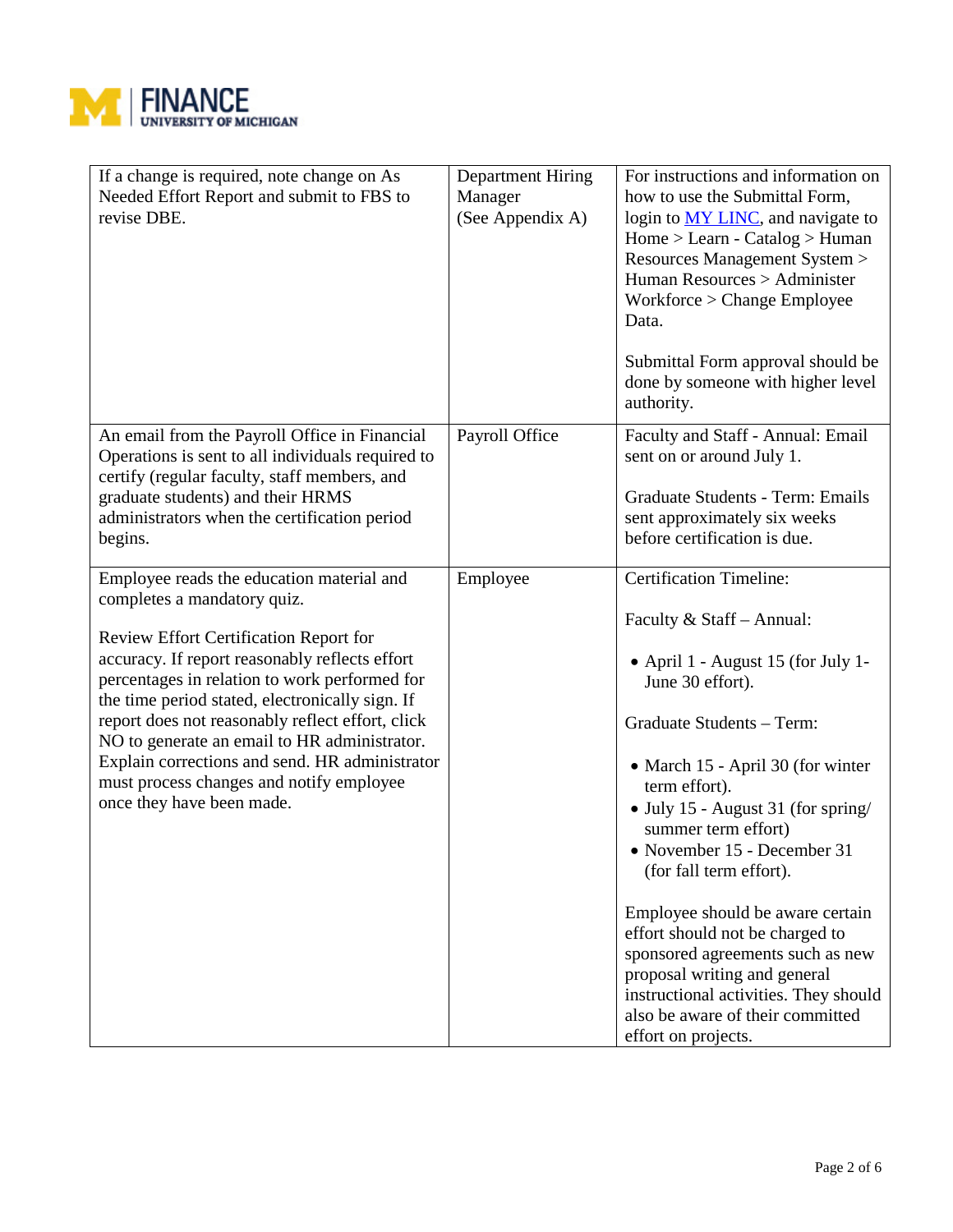| | | |
|---|---|---|
| If a change is required, note change on As Needed Effort Report and submit to FBS to revise DBE. | Department Hiring Manager<br>(See Appendix A) | For instructions and information on how to use the Submittal Form, login to [MY LINC](), and navigate to Home > Learn - Catalog > Human Resources Management System > Human Resources > Administer Workforce > Change Employee Data.<br><br>Submittal Form approval should be done by someone with higher level authority. |
| An email from the Payroll Office in Financial Operations is sent to all individuals required to certify (regular faculty, staff members, and graduate students) and their HRMS administrators when the certification period begins. | Payroll Office | Faculty and Staff - Annual: Email sent on or around July 1.<br><br>Graduate Students - Term: Emails sent approximately six weeks before certification is due. |
| Employee reads the education material and completes a mandatory quiz.<br><br>Review Effort Certification Report for accuracy. If report reasonably reflects effort percentages in relation to work performed for the time period stated, electronically sign. If report does not reasonably reflect effort, click NO to generate an email to HR administrator. Explain corrections and send. HR administrator must process changes and notify employee once they have been made. | Employee | Certification Timeline:<br><br>Faculty & Staff – Annual:<br><br>• April 1 - August 15 (for July 1-June 30 effort).<br><br>Graduate Students – Term:<br><br>• March 15 - April 30 (for winter term effort).<br>• July 15 - August 31 (for spring/ summer term effort)<br>• November 15 - December 31 (for fall term effort).<br><br>Employee should be aware certain effort should not be charged to sponsored agreements such as new proposal writing and general instructional activities. They should also be aware of their committed effort on projects. |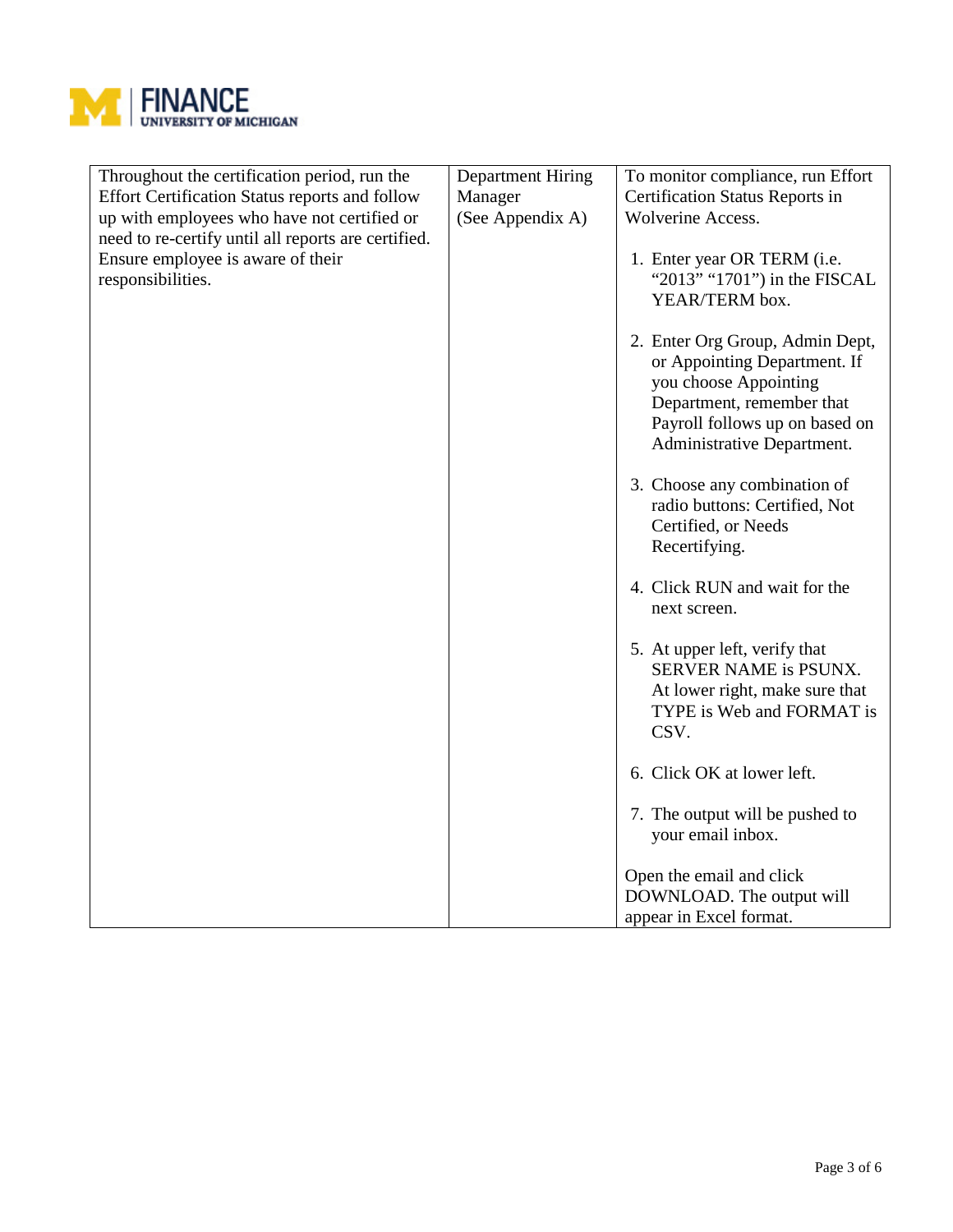| | | |
|---|---|---|
| Throughout the certification period, run the Effort Certification Status reports and follow up with employees who have not certified or need to re-certify until all reports are certified. Ensure employee is aware of their responsibilities. | Department Hiring Manager (See Appendix A) | To monitor compliance, run Effort Certification Status Reports in Wolverine Access.<br><br>1. Enter year OR TERM (i.e. "2013" "1701") in the FISCAL YEAR/TERM box.<br><br>2. Enter Org Group, Admin Dept, or Appointing Department. If you choose Appointing Department, remember that Payroll follows up on based on Administrative Department.<br><br>3. Choose any combination of radio buttons: Certified, Not Certified, or Needs Recertifying.<br><br>4. Click RUN and wait for the next screen.<br><br>5. At upper left, verify that SERVER NAME is PSUNX. At lower right, make sure that TYPE is Web and FORMAT is CSV.<br><br>6. Click OK at lower left.<br><br>7. The output will be pushed to your email inbox.<br><br>Open the email and click DOWNLOAD. The output will appear in Excel format. |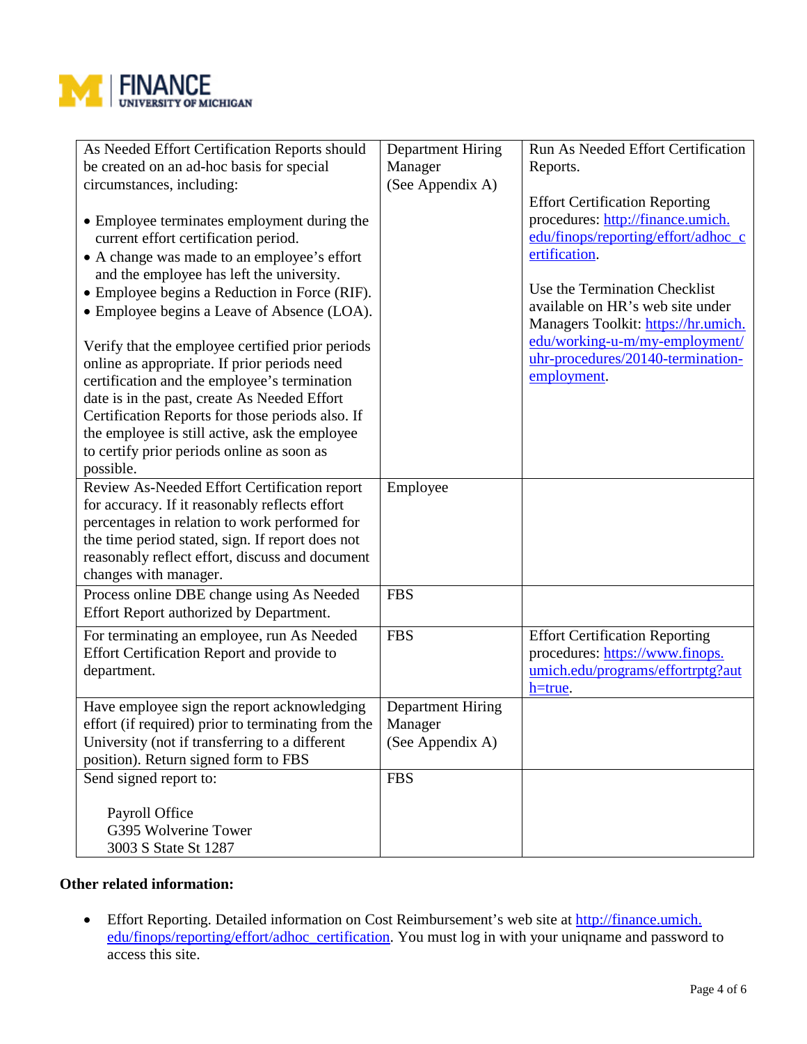| | | |
|---|---|---|
| As Needed Effort Certification Reports should be created on an ad-hoc basis for special circumstances, including:<br><br>• Employee terminates employment during the current effort certification period.<br>• A change was made to an employee's effort and the employee has left the university.<br>• Employee begins a Reduction in Force (RIF).<br>• Employee begins a Leave of Absence (LOA).<br><br>Verify that the employee certified prior periods online as appropriate. If prior periods need certification and the employee's termination date is in the past, create As Needed Effort Certification Reports for those periods also. If the employee is still active, ask the employee to certify prior periods online as soon as possible. | Department Hiring Manager (See Appendix A) | Run As Needed Effort Certification Reports.<br><br>Effort Certification Reporting procedures: [http://finance.umich.edu/finops/reporting/effort/adhoc_certification](http://finance.umich.edu/finops/reporting/effort/adhoc_certification).<br><br>Use the Termination Checklist available on HR's web site under Managers Toolkit: [https://hr.umich.edu/working-u-m/my-employment/uhr-procedures/20140-termination-employment](https://hr.umich.edu/working-u-m/my-employment/uhr-procedures/20140-termination-employment). |
| Review As-Needed Effort Certification report for accuracy. If it reasonably reflects effort percentages in relation to work performed for the time period stated, sign. If report does not reasonably reflect effort, discuss and document changes with manager. | Employee | |
| Process online DBE change using As Needed Effort Report authorized by Department. | FBS | |
| For terminating an employee, run As Needed Effort Certification Report and provide to department. | FBS | Effort Certification Reporting procedures: [https://www.finops.umich.edu/programs/effortrptg?auth=true](https://www.finops.umich.edu/programs/effortrptg?auth=true). |
| Have employee sign the report acknowledging effort (if required) prior to terminating from the University (not if transferring to a different position). Return signed form to FBS | Department Hiring Manager (See Appendix A) | |
| Send signed report to:<br><br>Payroll Office<br>G395 Wolverine Tower<br>3003 S State St 1287 | FBS | |

**Other related information:**

- Effort Reporting. Detailed information on Cost Reimbursement's web site at [http://finance.umich.edu/finops/reporting/effort/adhoc_certification](http://finance.umich.edu/finops/reporting/effort/adhoc_certification). You must log in with your uniqname and password to access this site.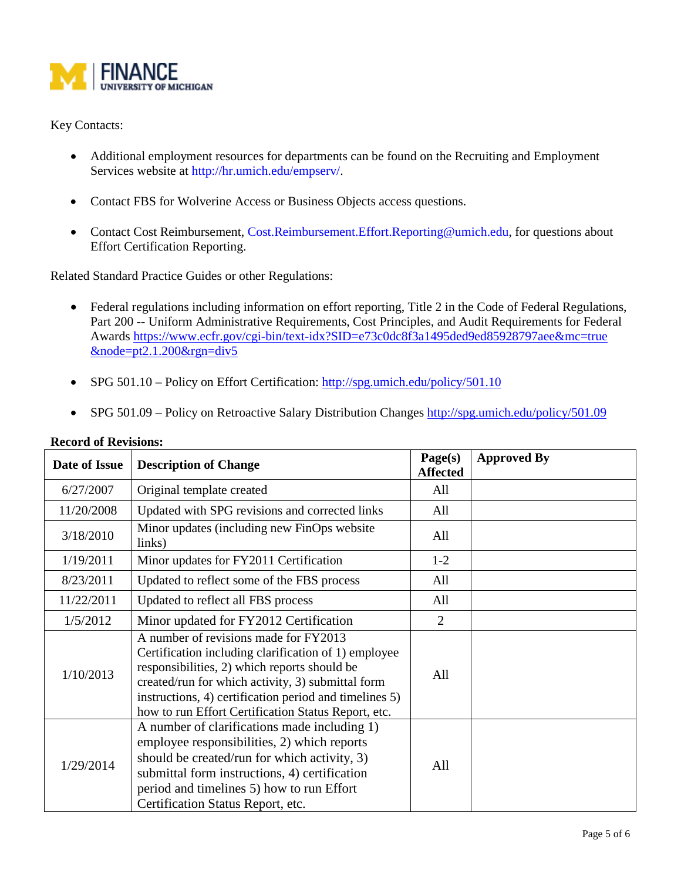FINANCE
UNIVERSITY OF MICHIGAN

Key Contacts:

- Additional employment resources for departments can be found on the Recruiting and Employment Services website at http://hr.umich.edu/empserv/.
- Contact FBS for Wolverine Access or Business Objects access questions.
- Contact Cost Reimbursement, Cost.Reimbursement.Effort.Reporting@umich.edu, for questions about Effort Certification Reporting.

Related Standard Practice Guides or other Regulations:

- Federal regulations including information on effort reporting, Title 2 in the Code of Federal Regulations, Part 200 -- Uniform Administrative Requirements, Cost Principles, and Audit Requirements for Federal Awards https://www.ecfr.gov/cgi-bin/text-idx?SID=e73c0dc8f3a1495ded9ed85928797aee&mc=true&node=pt2.1.200&rgn=div5
- SPG 501.10 – Policy on Effort Certification: http://spg.umich.edu/policy/501.10
- SPG 501.09 – Policy on Retroactive Salary Distribution Changes http://spg.umich.edu/policy/501.09

**Record of Revisions:**

| Date of Issue | Description of Change | Page(s) Affected | Approved By |
|---|---|---|---|
| 6/27/2007 | Original template created | All | |
| 11/20/2008 | Updated with SPG revisions and corrected links | All | |
| 3/18/2010 | Minor updates (including new FinOps website links) | All | |
| 1/19/2011 | Minor updates for FY2011 Certification | 1-2 | |
| 8/23/2011 | Updated to reflect some of the FBS process | All | |
| 11/22/2011 | Updated to reflect all FBS process | All | |
| 1/5/2012 | Minor updated for FY2012 Certification | 2 | |
| 1/10/2013 | A number of revisions made for FY2013 Certification including clarification of 1) employee responsibilities, 2) which reports should be created/run for which activity, 3) submittal form instructions, 4) certification period and timelines 5) how to run Effort Certification Status Report, etc. | All | |
| 1/29/2014 | A number of clarifications made including 1) employee responsibilities, 2) which reports should be created/run for which activity, 3) submittal form instructions, 4) certification period and timelines 5) how to run Effort Certification Status Report, etc. | All | |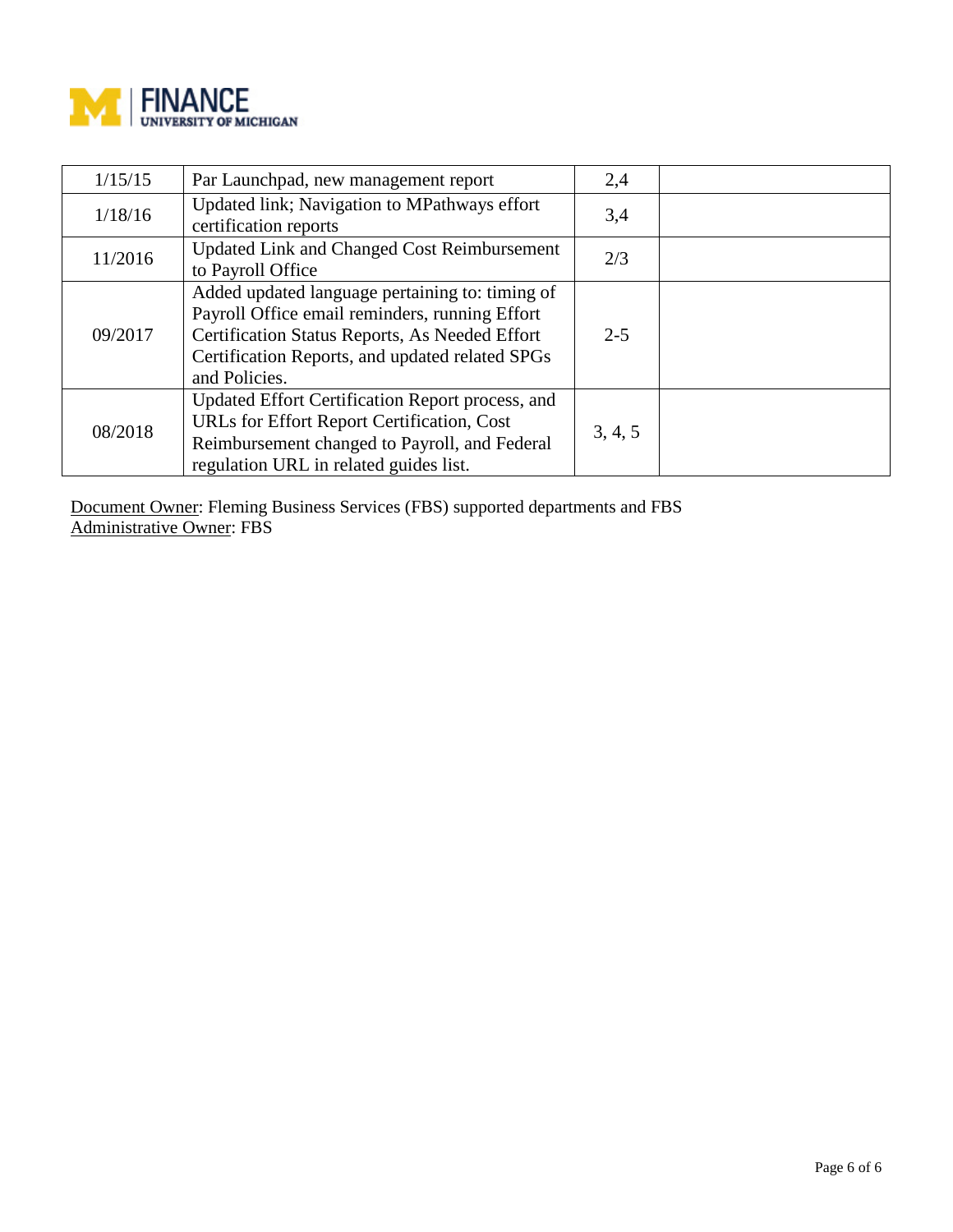| | | | |
|---|---|---|---|
| 1/15/15 | Par Launchpad, new management report | 2,4 | |
| 1/18/16 | Updated link; Navigation to MPathways effort certification reports | 3,4 | |
| 11/2016 | Updated Link and Changed Cost Reimbursement to Payroll Office | 2/3 | |
| 09/2017 | Added updated language pertaining to: timing of Payroll Office email reminders, running Effort Certification Status Reports, As Needed Effort Certification Reports, and updated related SPGs and Policies. | 2-5 | |
| 08/2018 | Updated Effort Certification Report process, and URLs for Effort Report Certification, Cost Reimbursement changed to Payroll, and Federal regulation URL in related guides list. | 3, 4, 5 | |

Document Owner: Fleming Business Services (FBS) supported departments and FBS
Administrative Owner: FBS